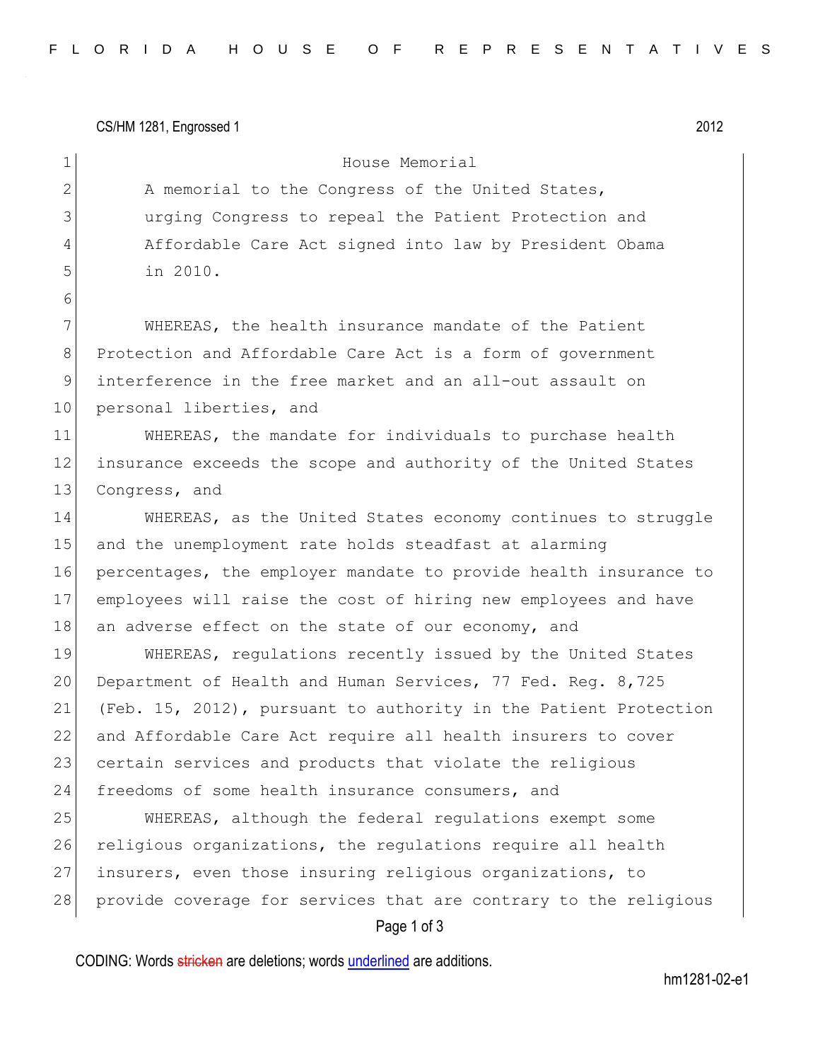CS/HM 1281, Engrossed 1

# House Memorial

A memorial to the Congress of the United States, urging Congress to repeal the Patient Protection and Affordable Care Act signed into law by President Obama in 2010.

WHEREAS, the health insurance mandate of the Patient Protection and Affordable Care Act is a form of government interference in the free market and an all-out assault on personal liberties, and

WHEREAS, the mandate for individuals to purchase health insurance exceeds the scope and authority of the United States Congress, and

WHEREAS, as the United States economy continues to struggle and the unemployment rate holds steadfast at alarming percentages, the employer mandate to provide health insurance to employees will raise the cost of hiring new employees and have an adverse effect on the state of our economy, and

WHEREAS, regulations recently issued by the United States Department of Health and Human Services, 77 Fed. Reg. 8,725 (Feb. 15, 2012), pursuant to authority in the Patient Protection and Affordable Care Act require all health insurers to cover certain services and products that violate the religious freedoms of some health insurance consumers, and

WHEREAS, although the federal regulations exempt some religious organizations, the regulations require all health insurers, even those insuring religious organizations, to provide coverage for services that are contrary to the religious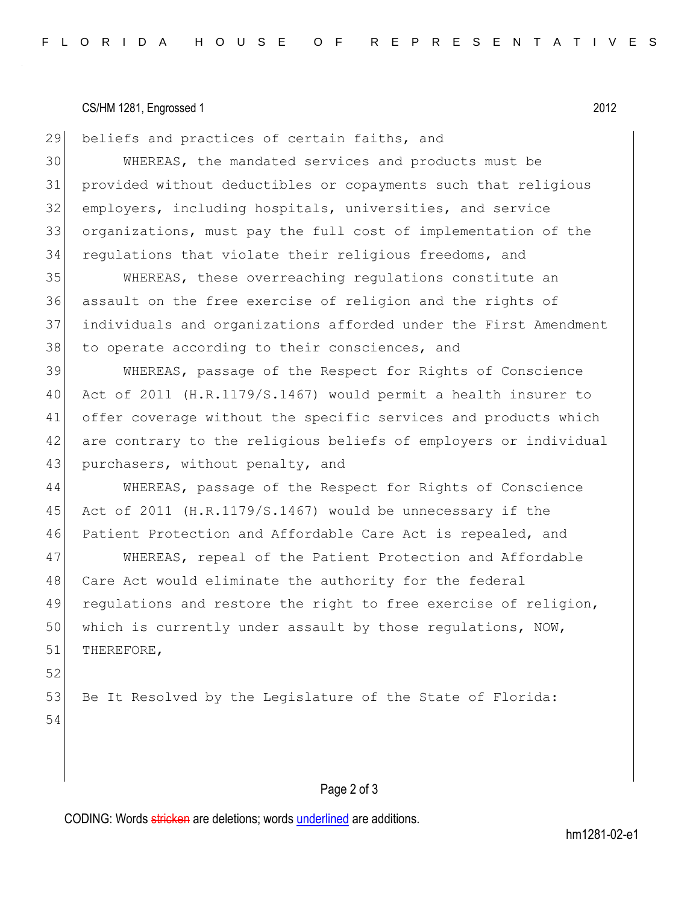beliefs and practices of certain faiths, and

WHEREAS, the mandated services and products must be provided without deductibles or copayments such that religious employers, including hospitals, universities, and service organizations, must pay the full cost of implementation of the regulations that violate their religious freedoms, and

WHEREAS, these overreaching regulations constitute an assault on the free exercise of religion and the rights of individuals and organizations afforded under the First Amendment to operate according to their consciences, and

WHEREAS, passage of the Respect for Rights of Conscience Act of 2011 (H.R.1179/S.1467) would permit a health insurer to offer coverage without the specific services and products which are contrary to the religious beliefs of employers or individual purchasers, without penalty, and

WHEREAS, passage of the Respect for Rights of Conscience Act of 2011 (H.R.1179/S.1467) would be unnecessary if the Patient Protection and Affordable Care Act is repealed, and

WHEREAS, repeal of the Patient Protection and Affordable Care Act would eliminate the authority for the federal regulations and restore the right to free exercise of religion, which is currently under assault by those regulations, NOW, THEREFORE,

Be It Resolved by the Legislature of the State of Florida: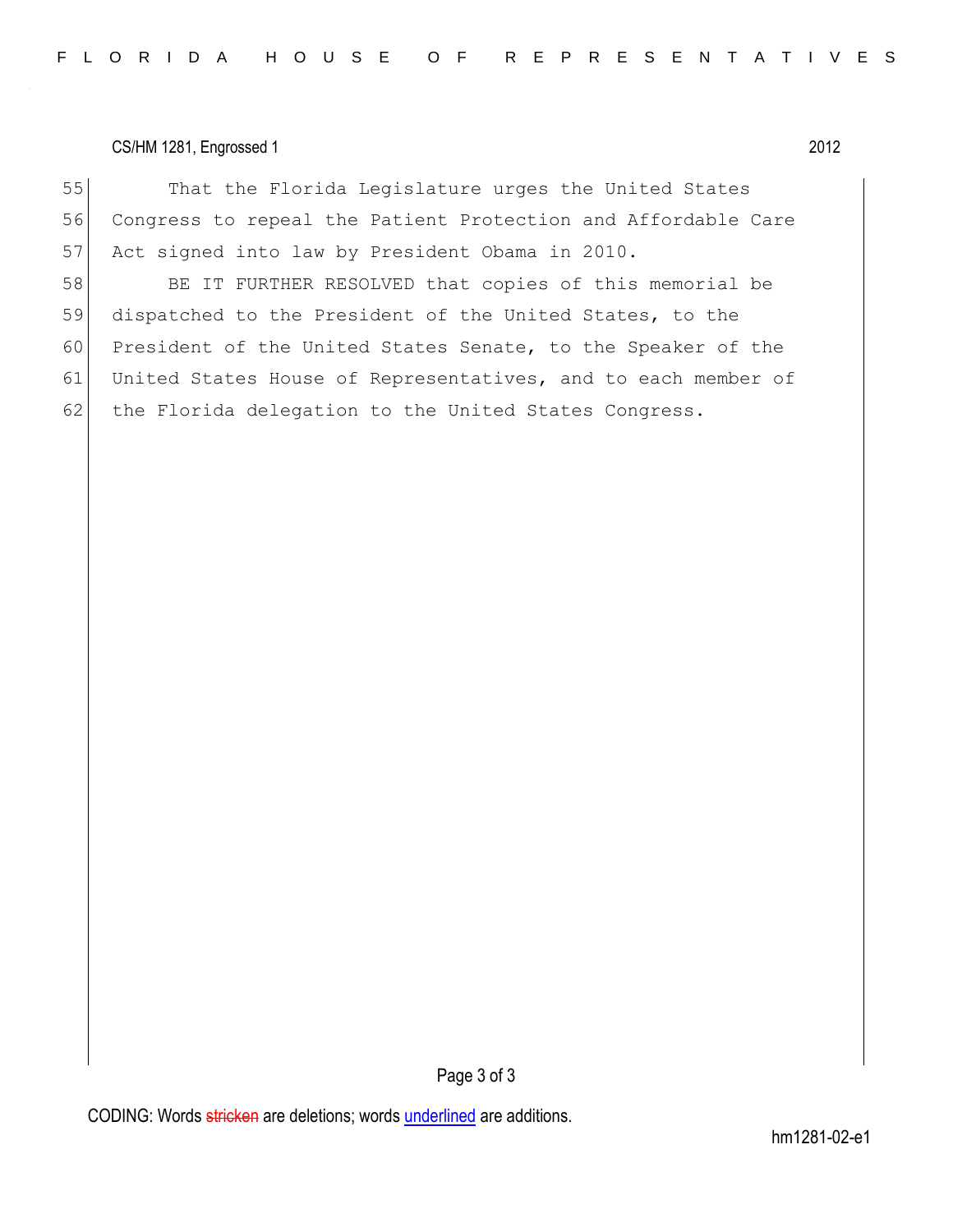That the Florida Legislature urges the United States Congress to repeal the Patient Protection and Affordable Care Act signed into law by President Obama in 2010.

BE IT FURTHER RESOLVED that copies of this memorial be dispatched to the President of the United States, to the President of the United States Senate, to the Speaker of the United States House of Representatives, and to each member of the Florida delegation to the United States Congress.